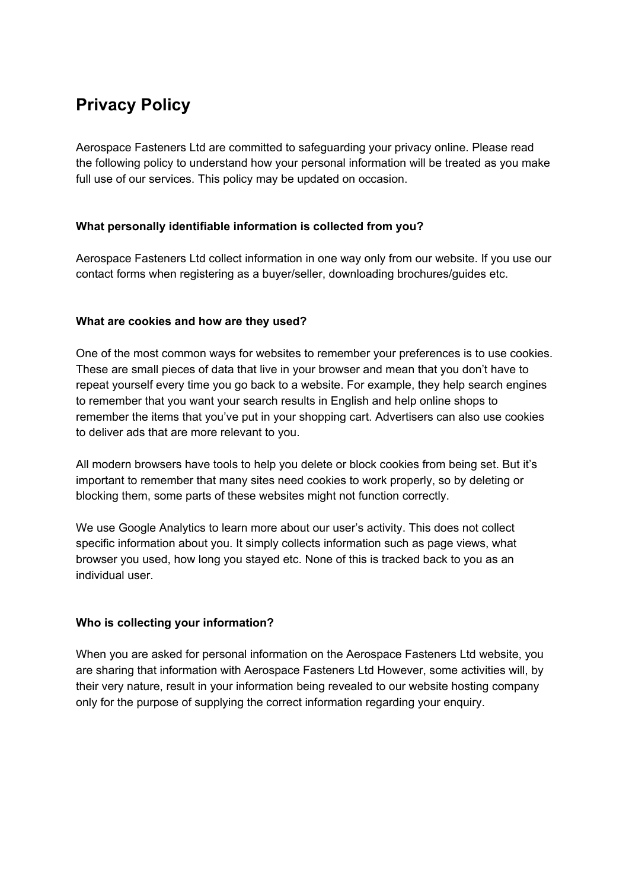# Privacy Policy

Aerospace Fasteners Ltd are committed to safeguarding your privacy online. Please read the following policy to understand how your personal information will be treated as you make full use of our services. This policy may be updated on occasion.

### What personally identifiable information is collected from you?

Aerospace Fasteners Ltd collect information in one way only from our website. If you use our contact forms when registering as a buyer/seller, downloading brochures/guides etc.

### What are cookies and how are they used?

One of the most common ways for websites to remember your preferences is to use cookies. These are small pieces of data that live in your browser and mean that you don't have to repeat yourself every time you go back to a website. For example, they help search engines to remember that you want your search results in English and help online shops to remember the items that you've put in your shopping cart. Advertisers can also use cookies to deliver ads that are more relevant to you.

All modern browsers have tools to help you delete or block cookies from being set. But it's important to remember that many sites need cookies to work properly, so by deleting or blocking them, some parts of these websites might not function correctly.

We use Google Analytics to learn more about our user's activity. This does not collect specific information about you. It simply collects information such as page views, what browser you used, how long you stayed etc. None of this is tracked back to you as an individual user.

### Who is collecting your information?

When you are asked for personal information on the Aerospace Fasteners Ltd website, you are sharing that information with Aerospace Fasteners Ltd However, some activities will, by their very nature, result in your information being revealed to our website hosting company only for the purpose of supplying the correct information regarding your enquiry.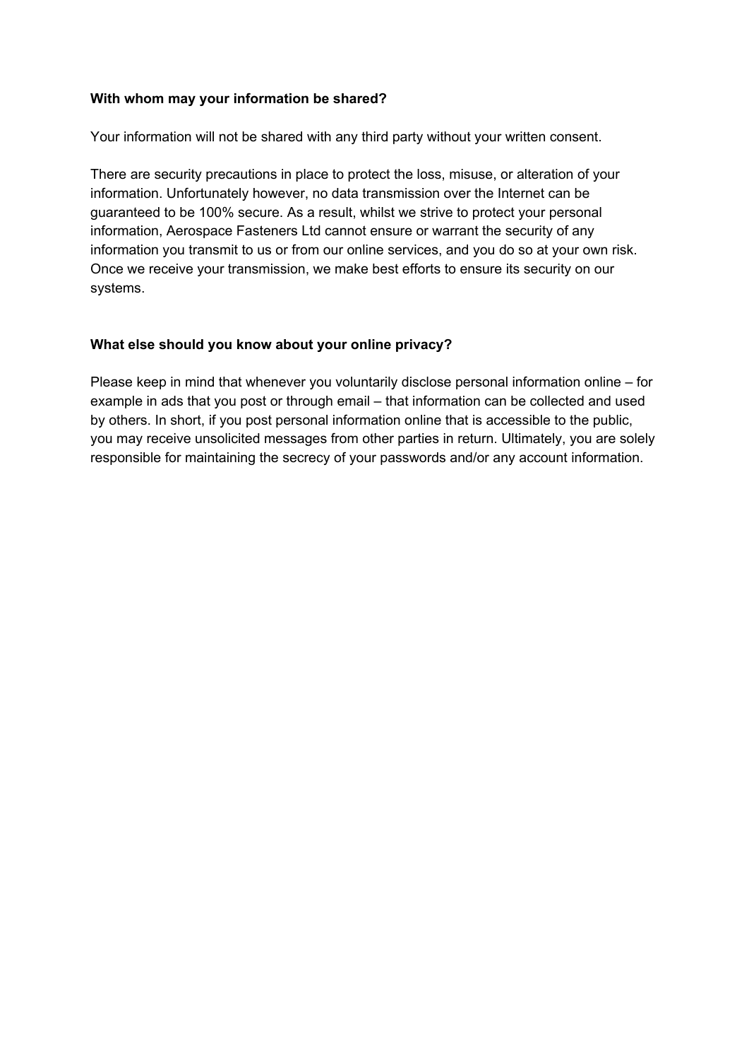**With whom may your information be shared?**

Your information will not be shared with any third party without your written consent.

There are security precautions in place to protect the loss, misuse, or alteration of your information. Unfortunately however, no data transmission over the Internet can be guaranteed to be 100% secure. As a result, whilst we strive to protect your personal information, Aerospace Fasteners Ltd cannot ensure or warrant the security of any information you transmit to us or from our online services, and you do so at your own risk. Once we receive your transmission, we make best efforts to ensure its security on our systems.

**What else should you know about your online privacy?**

Please keep in mind that whenever you voluntarily disclose personal information online – for example in ads that you post or through email – that information can be collected and used by others. In short, if you post personal information online that is accessible to the public, you may receive unsolicited messages from other parties in return. Ultimately, you are solely responsible for maintaining the secrecy of your passwords and/or any account information.